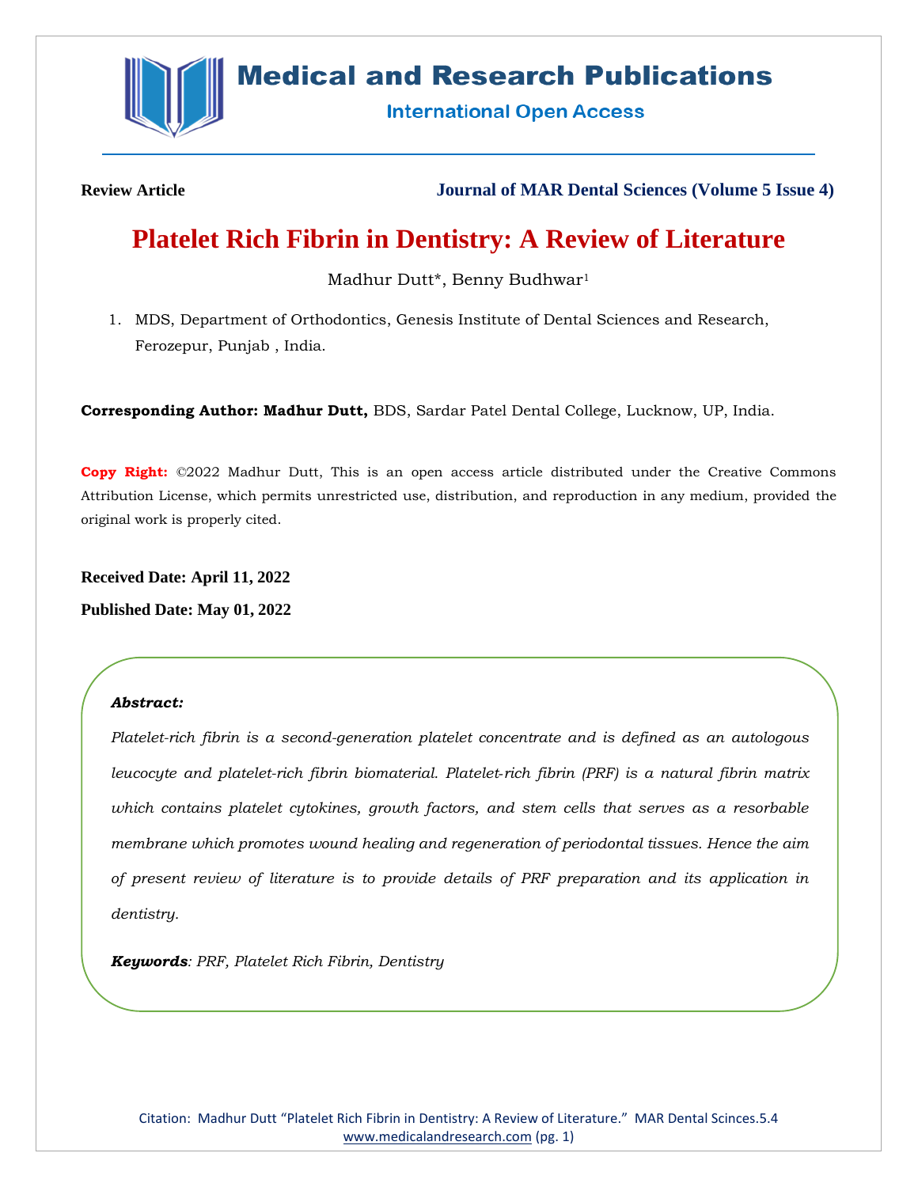**Review Article** | **Journal of MAR Dental Sciences (Volume 5 Issue 4)**

# Platelet Rich Fibrin in Dentistry: A Review of Literature

Madhur Dutt*, Benny Budhwar[1]

1. MDS, Department of Orthodontics, Genesis Institute of Dental Sciences and Research, Ferozepur, Punjab , India.

**Corresponding Author: Madhur Dutt,** BDS, Sardar Patel Dental College, Lucknow, UP, India.

**Copy Right:** ©2022 Madhur Dutt, This is an open access article distributed under the Creative Commons Attribution License, which permits unrestricted use, distribution, and reproduction in any medium, provided the original work is properly cited.

**Received Date: April 11, 2022**

**Published Date: May 01, 2022**

***Abstract:***

*Platelet-rich fibrin is a second-generation platelet concentrate and is defined as an autologous leucocyte and platelet-rich fibrin biomaterial. Platelet-rich fibrin (PRF) is a natural fibrin matrix which contains platelet cytokines, growth factors, and stem cells that serves as a resorbable membrane which promotes wound healing and regeneration of periodontal tissues. Hence the aim of present review of literature is to provide details of PRF preparation and its application in dentistry.*

***Keywords****: PRF, Platelet Rich Fibrin, Dentistry*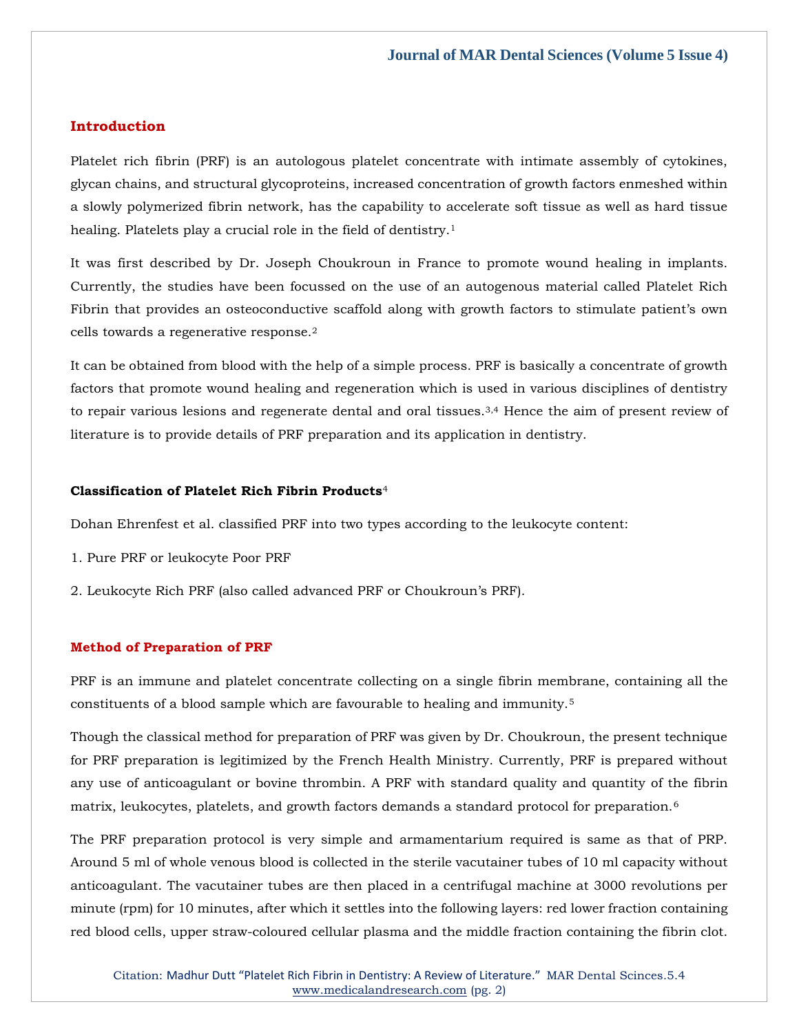## Introduction

Platelet rich fibrin (PRF) is an autologous platelet concentrate with intimate assembly of cytokines, glycan chains, and structural glycoproteins, increased concentration of growth factors enmeshed within a slowly polymerized fibrin network, has the capability to accelerate soft tissue as well as hard tissue healing. Platelets play a crucial role in the field of dentistry.[1]

It was first described by Dr. Joseph Choukroun in France to promote wound healing in implants. Currently, the studies have been focussed on the use of an autogenous material called Platelet Rich Fibrin that provides an osteoconductive scaffold along with growth factors to stimulate patient's own cells towards a regenerative response.[2]

It can be obtained from blood with the help of a simple process. PRF is basically a concentrate of growth factors that promote wound healing and regeneration which is used in various disciplines of dentistry to repair various lesions and regenerate dental and oral tissues.[3,4] Hence the aim of present review of literature is to provide details of PRF preparation and its application in dentistry.

### Classification of Platelet Rich Fibrin Products[4]

Dohan Ehrenfest et al. classified PRF into two types according to the leukocyte content:

1. Pure PRF or leukocyte Poor PRF
2. Leukocyte Rich PRF (also called advanced PRF or Choukroun's PRF).

## Method of Preparation of PRF

PRF is an immune and platelet concentrate collecting on a single fibrin membrane, containing all the constituents of a blood sample which are favourable to healing and immunity.[5]

Though the classical method for preparation of PRF was given by Dr. Choukroun, the present technique for PRF preparation is legitimized by the French Health Ministry. Currently, PRF is prepared without any use of anticoagulant or bovine thrombin. A PRF with standard quality and quantity of the fibrin matrix, leukocytes, platelets, and growth factors demands a standard protocol for preparation.[6]

The PRF preparation protocol is very simple and armamentarium required is same as that of PRP. Around 5 ml of whole venous blood is collected in the sterile vacutainer tubes of 10 ml capacity without anticoagulant. The vacutainer tubes are then placed in a centrifugal machine at 3000 revolutions per minute (rpm) for 10 minutes, after which it settles into the following layers: red lower fraction containing red blood cells, upper straw-coloured cellular plasma and the middle fraction containing the fibrin clot.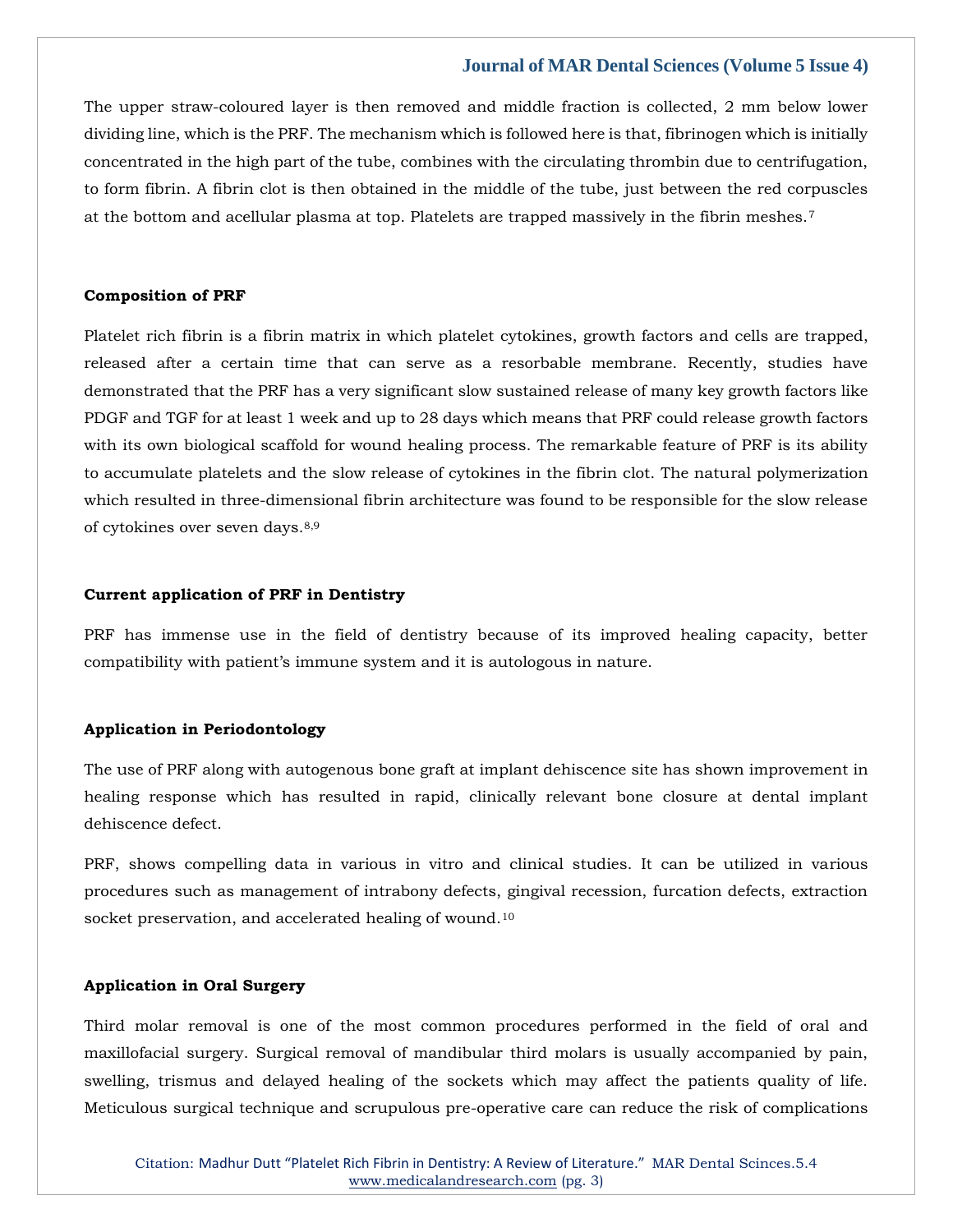The upper straw-coloured layer is then removed and middle fraction is collected, 2 mm below lower dividing line, which is the PRF. The mechanism which is followed here is that, fibrinogen which is initially concentrated in the high part of the tube, combines with the circulating thrombin due to centrifugation, to form fibrin. A fibrin clot is then obtained in the middle of the tube, just between the red corpuscles at the bottom and acellular plasma at top. Platelets are trapped massively in the fibrin meshes.[7]

**Composition of PRF**

Platelet rich fibrin is a fibrin matrix in which platelet cytokines, growth factors and cells are trapped, released after a certain time that can serve as a resorbable membrane. Recently, studies have demonstrated that the PRF has a very significant slow sustained release of many key growth factors like PDGF and TGF for at least 1 week and up to 28 days which means that PRF could release growth factors with its own biological scaffold for wound healing process. The remarkable feature of PRF is its ability to accumulate platelets and the slow release of cytokines in the fibrin clot. The natural polymerization which resulted in three-dimensional fibrin architecture was found to be responsible for the slow release of cytokines over seven days.[8,9]

**Current application of PRF in Dentistry**

PRF has immense use in the field of dentistry because of its improved healing capacity, better compatibility with patient's immune system and it is autologous in nature.

**Application in Periodontology**

The use of PRF along with autogenous bone graft at implant dehiscence site has shown improvement in healing response which has resulted in rapid, clinically relevant bone closure at dental implant dehiscence defect.

PRF, shows compelling data in various in vitro and clinical studies. It can be utilized in various procedures such as management of intrabony defects, gingival recession, furcation defects, extraction socket preservation, and accelerated healing of wound.[10]

**Application in Oral Surgery**

Third molar removal is one of the most common procedures performed in the field of oral and maxillofacial surgery. Surgical removal of mandibular third molars is usually accompanied by pain, swelling, trismus and delayed healing of the sockets which may affect the patients quality of life. Meticulous surgical technique and scrupulous pre-operative care can reduce the risk of complications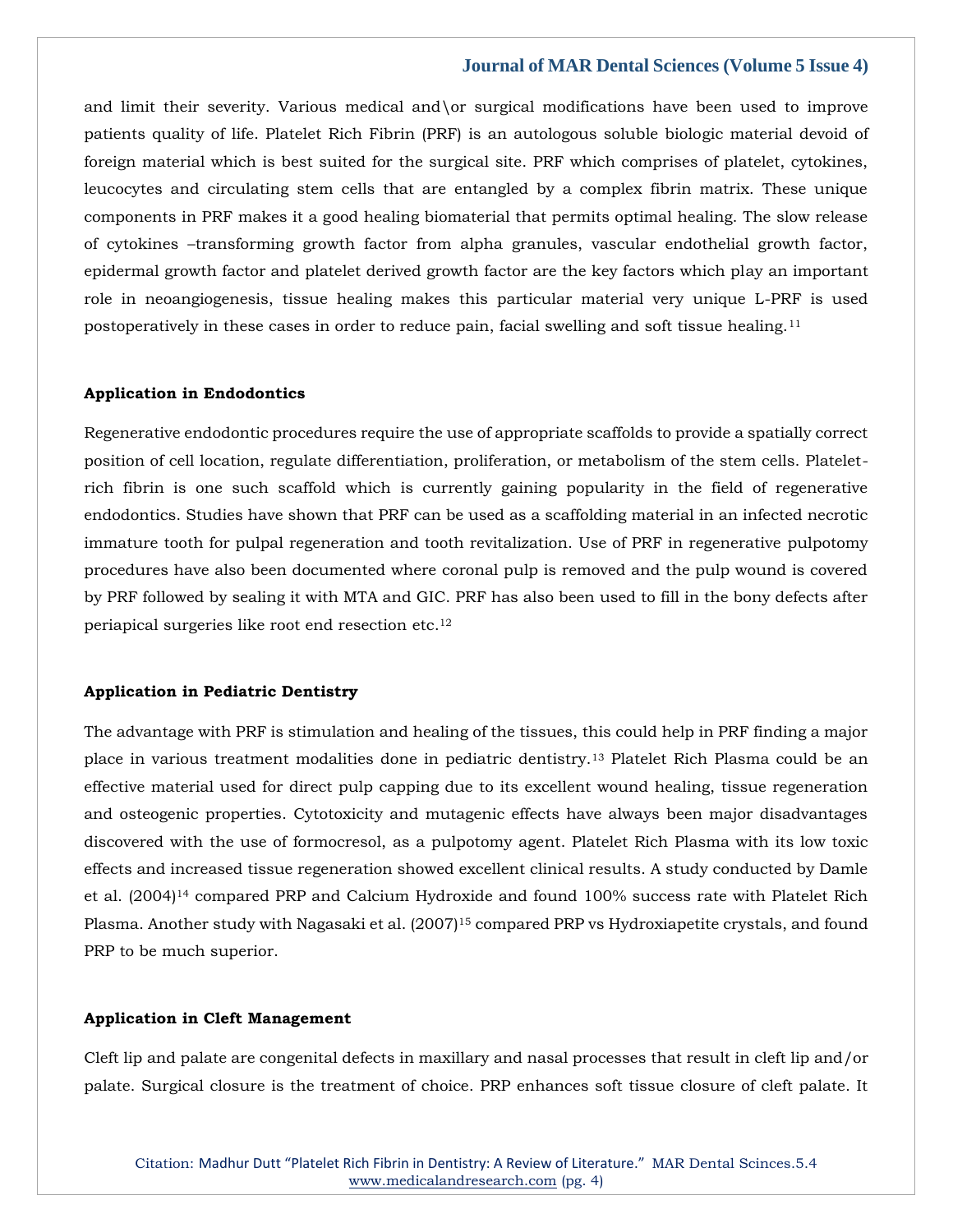and limit their severity. Various medical and\or surgical modifications have been used to improve patients quality of life. Platelet Rich Fibrin (PRF) is an autologous soluble biologic material devoid of foreign material which is best suited for the surgical site. PRF which comprises of platelet, cytokines, leucocytes and circulating stem cells that are entangled by a complex fibrin matrix. These unique components in PRF makes it a good healing biomaterial that permits optimal healing. The slow release of cytokines –transforming growth factor from alpha granules, vascular endothelial growth factor, epidermal growth factor and platelet derived growth factor are the key factors which play an important role in neoangiogenesis, tissue healing makes this particular material very unique L-PRF is used postoperatively in these cases in order to reduce pain, facial swelling and soft tissue healing.[11]

**Application in Endodontics**

Regenerative endodontic procedures require the use of appropriate scaffolds to provide a spatially correct position of cell location, regulate differentiation, proliferation, or metabolism of the stem cells. Platelet-rich fibrin is one such scaffold which is currently gaining popularity in the field of regenerative endodontics. Studies have shown that PRF can be used as a scaffolding material in an infected necrotic immature tooth for pulpal regeneration and tooth revitalization. Use of PRF in regenerative pulpotomy procedures have also been documented where coronal pulp is removed and the pulp wound is covered by PRF followed by sealing it with MTA and GIC. PRF has also been used to fill in the bony defects after periapical surgeries like root end resection etc.[12]

**Application in Pediatric Dentistry**

The advantage with PRF is stimulation and healing of the tissues, this could help in PRF finding a major place in various treatment modalities done in pediatric dentistry.[13] Platelet Rich Plasma could be an effective material used for direct pulp capping due to its excellent wound healing, tissue regeneration and osteogenic properties. Cytotoxicity and mutagenic effects have always been major disadvantages discovered with the use of formocresol, as a pulpotomy agent. Platelet Rich Plasma with its low toxic effects and increased tissue regeneration showed excellent clinical results. A study conducted by Damle et al. (2004)[14] compared PRP and Calcium Hydroxide and found 100% success rate with Platelet Rich Plasma. Another study with Nagasaki et al. (2007)[15] compared PRP vs Hydroxiapetite crystals, and found PRP to be much superior.

**Application in Cleft Management**

Cleft lip and palate are congenital defects in maxillary and nasal processes that result in cleft lip and/or palate. Surgical closure is the treatment of choice. PRP enhances soft tissue closure of cleft palate. It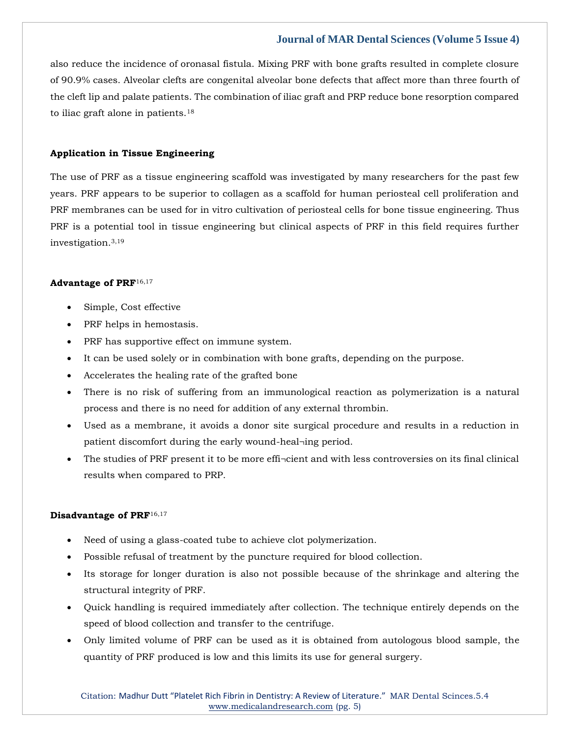also reduce the incidence of oronasal fistula. Mixing PRF with bone grafts resulted in complete closure of 90.9% cases. Alveolar clefts are congenital alveolar bone defects that affect more than three fourth of the cleft lip and palate patients. The combination of iliac graft and PRP reduce bone resorption compared to iliac graft alone in patients.[18]

### Application in Tissue Engineering

The use of PRF as a tissue engineering scaffold was investigated by many researchers for the past few years. PRF appears to be superior to collagen as a scaffold for human periosteal cell proliferation and PRF membranes can be used for in vitro cultivation of periosteal cells for bone tissue engineering. Thus PRF is a potential tool in tissue engineering but clinical aspects of PRF in this field requires further investigation.[3,19]

### Advantage of PRF[16,17]

- Simple, Cost effective
- PRF helps in hemostasis.
- PRF has supportive effect on immune system.
- It can be used solely or in combination with bone grafts, depending on the purpose.
- Accelerates the healing rate of the grafted bone
- There is no risk of suffering from an immunological reaction as polymerization is a natural process and there is no need for addition of any external thrombin.
- Used as a membrane, it avoids a donor site surgical procedure and results in a reduction in patient discomfort during the early wound-heal¬ing period.
- The studies of PRF present it to be more effi¬cient and with less controversies on its final clinical results when compared to PRP.

### Disadvantage of PRF[16,17]

- Need of using a glass-coated tube to achieve clot polymerization.
- Possible refusal of treatment by the puncture required for blood collection.
- Its storage for longer duration is also not possible because of the shrinkage and altering the structural integrity of PRF.
- Quick handling is required immediately after collection. The technique entirely depends on the speed of blood collection and transfer to the centrifuge.
- Only limited volume of PRF can be used as it is obtained from autologous blood sample, the quantity of PRF produced is low and this limits its use for general surgery.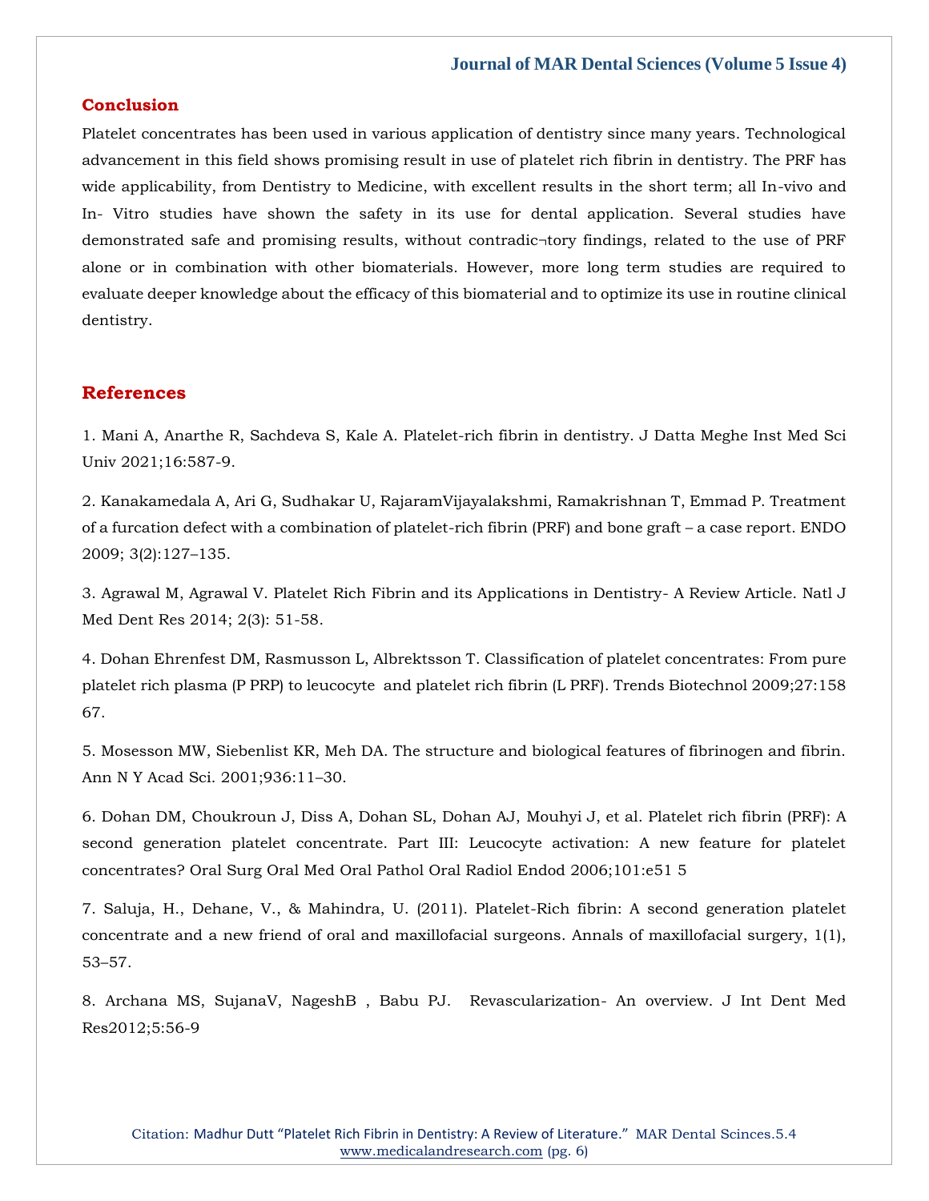## Conclusion

Platelet concentrates has been used in various application of dentistry since many years. Technological advancement in this field shows promising result in use of platelet rich fibrin in dentistry. The PRF has wide applicability, from Dentistry to Medicine, with excellent results in the short term; all In-vivo and In- Vitro studies have shown the safety in its use for dental application. Several studies have demonstrated safe and promising results, without contradic¬tory findings, related to the use of PRF alone or in combination with other biomaterials. However, more long term studies are required to evaluate deeper knowledge about the efficacy of this biomaterial and to optimize its use in routine clinical dentistry.

## References

1. Mani A, Anarthe R, Sachdeva S, Kale A. Platelet-rich fibrin in dentistry. J Datta Meghe Inst Med Sci Univ 2021;16:587-9.

2. Kanakamedala A, Ari G, Sudhakar U, RajaramVijayalakshmi, Ramakrishnan T, Emmad P. Treatment of a furcation defect with a combination of platelet-rich fibrin (PRF) and bone graft – a case report. ENDO 2009; 3(2):127–135.

3. Agrawal M, Agrawal V. Platelet Rich Fibrin and its Applications in Dentistry- A Review Article. Natl J Med Dent Res 2014; 2(3): 51-58.

4. Dohan Ehrenfest DM, Rasmusson L, Albrektsson T. Classification of platelet concentrates: From pure platelet rich plasma (P PRP) to leucocyte and platelet rich fibrin (L PRF). Trends Biotechnol 2009;27:158 67.

5. Mosesson MW, Siebenlist KR, Meh DA. The structure and biological features of fibrinogen and fibrin. Ann N Y Acad Sci. 2001;936:11–30.

6. Dohan DM, Choukroun J, Diss A, Dohan SL, Dohan AJ, Mouhyi J, et al. Platelet rich fibrin (PRF): A second generation platelet concentrate. Part III: Leucocyte activation: A new feature for platelet concentrates? Oral Surg Oral Med Oral Pathol Oral Radiol Endod 2006;101:e51 5

7. Saluja, H., Dehane, V., & Mahindra, U. (2011). Platelet-Rich fibrin: A second generation platelet concentrate and a new friend of oral and maxillofacial surgeons. Annals of maxillofacial surgery, 1(1), 53–57.

8. Archana MS, SujanaV, NageshB , Babu PJ. Revascularization- An overview. J Int Dent Med Res2012;5:56-9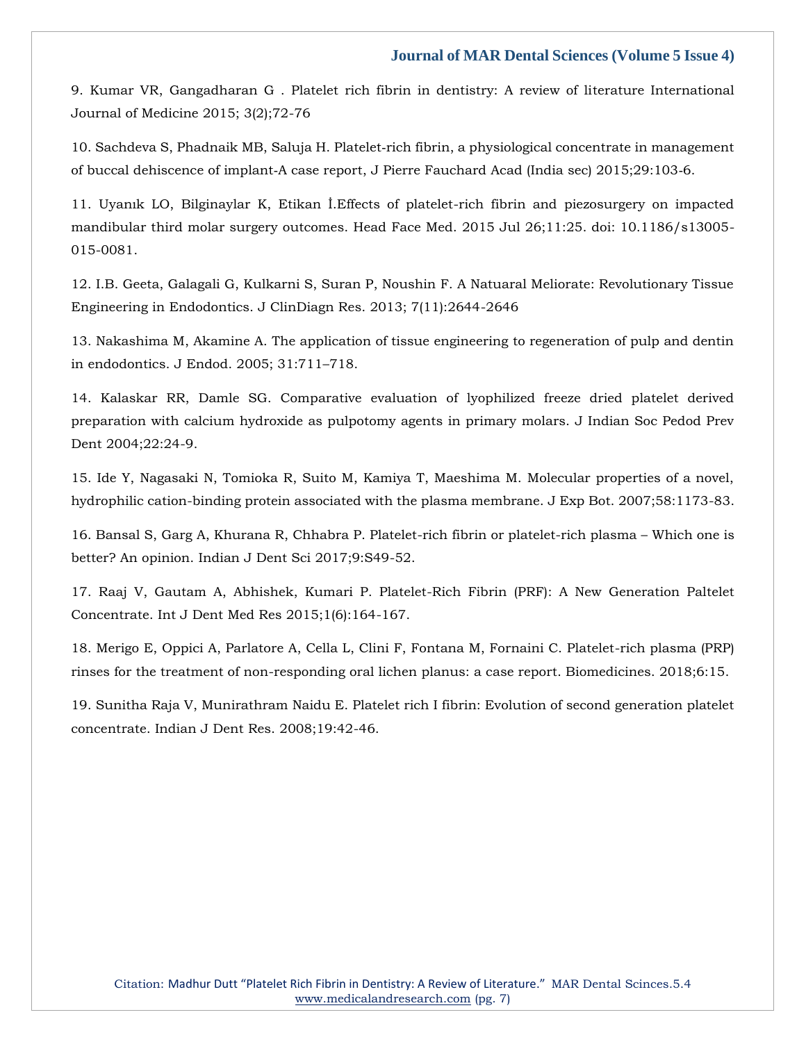9. Kumar VR, Gangadharan G . Platelet rich fibrin in dentistry: A review of literature International Journal of Medicine 2015; 3(2);72-76

10. Sachdeva S, Phadnaik MB, Saluja H. Platelet-rich fibrin, a physiological concentrate in management of buccal dehiscence of implant-A case report, J Pierre Fauchard Acad (India sec) 2015;29:103-6.

11. Uyanık LO, Bilginaylar K, Etikan İ.Effects of platelet-rich fibrin and piezosurgery on impacted mandibular third molar surgery outcomes. Head Face Med. 2015 Jul 26;11:25. doi: 10.1186/s13005-015-0081.

12. I.B. Geeta, Galagali G, Kulkarni S, Suran P, Noushin F. A Natuaral Meliorate: Revolutionary Tissue Engineering in Endodontics. J ClinDiagn Res. 2013; 7(11):2644-2646

13. Nakashima M, Akamine A. The application of tissue engineering to regeneration of pulp and dentin in endodontics. J Endod. 2005; 31:711–718.

14. Kalaskar RR, Damle SG. Comparative evaluation of lyophilized freeze dried platelet derived preparation with calcium hydroxide as pulpotomy agents in primary molars. J Indian Soc Pedod Prev Dent 2004;22:24-9.

15. Ide Y, Nagasaki N, Tomioka R, Suito M, Kamiya T, Maeshima M. Molecular properties of a novel, hydrophilic cation-binding protein associated with the plasma membrane. J Exp Bot. 2007;58:1173-83.

16. Bansal S, Garg A, Khurana R, Chhabra P. Platelet-rich fibrin or platelet-rich plasma – Which one is better? An opinion. Indian J Dent Sci 2017;9:S49-52.

17. Raaj V, Gautam A, Abhishek, Kumari P. Platelet-Rich Fibrin (PRF): A New Generation Paltelet Concentrate. Int J Dent Med Res 2015;1(6):164-167.

18. Merigo E, Oppici A, Parlatore A, Cella L, Clini F, Fontana M, Fornaini C. Platelet-rich plasma (PRP) rinses for the treatment of non-responding oral lichen planus: a case report. Biomedicines. 2018;6:15.

19. Sunitha Raja V, Munirathram Naidu E. Platelet rich I fibrin: Evolution of second generation platelet concentrate. Indian J Dent Res. 2008;19:42-46.